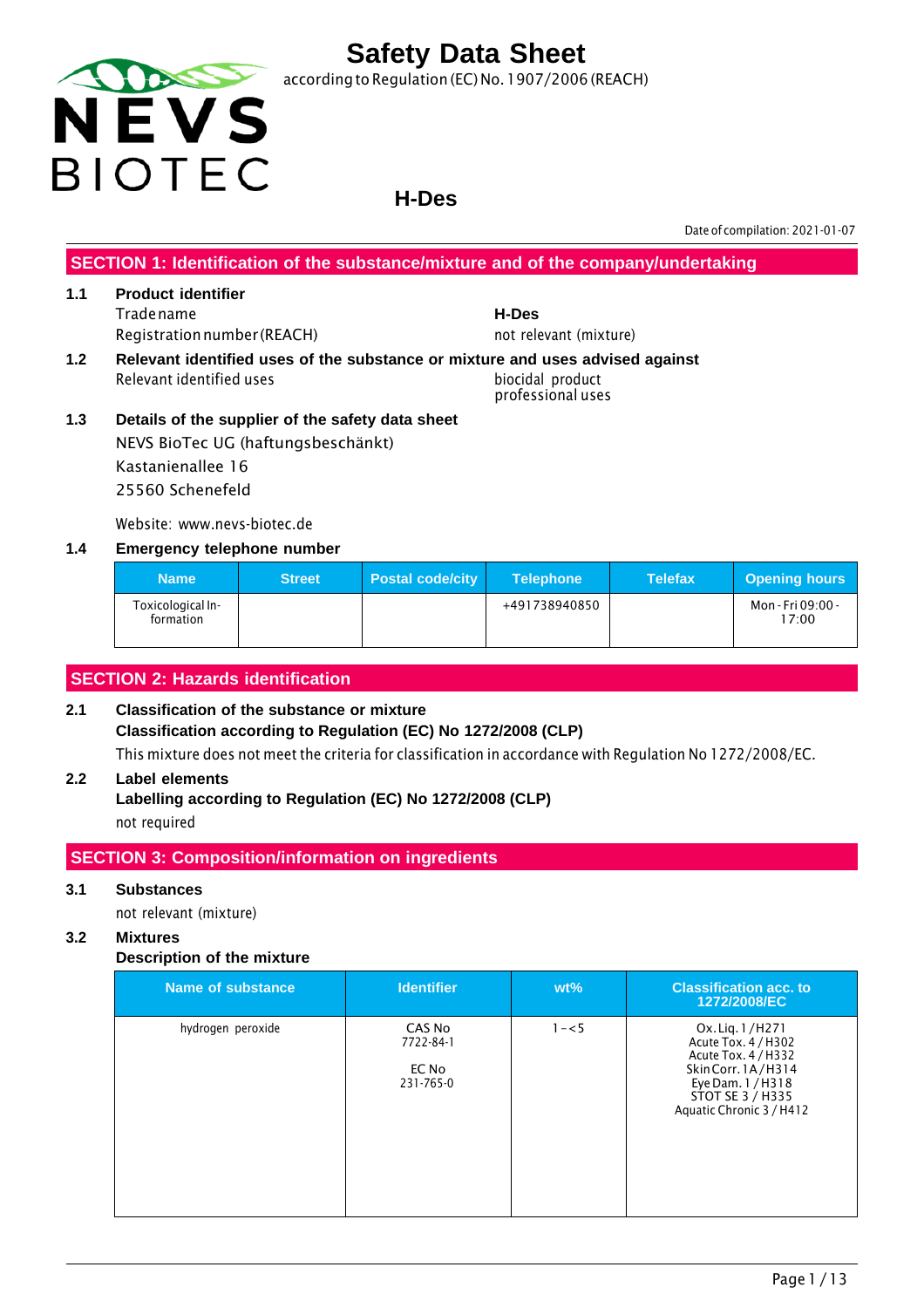# Safety Data Sheet

according to Regulation (EC) No. 1907/2006 (REACH)

NEVS BIOTEC

## H-Des

Date of compilation: 2021-01-07

## SECTION 1: Identification of the substance/mixture and of the company/undertaking

**1.1 Product identifier**

| | |
|---|---|
| Trade name | **H-Des** |
| Registration number (REACH) | not relevant (mixture) |

**1.2 Relevant identified uses of the substance or mixture and uses advised against**

| | |
|---|---|
| Relevant identified uses | biocidal product<br>professional uses |

**1.3 Details of the supplier of the safety data sheet**

NEVS BioTec UG (haftungsbeschänkt)
Kastanienallee 16
25560 Schenefeld

Website: www.nevs-biotec.de

**1.4 Emergency telephone number**

| Name | Street | Postal code/city | Telephone | Telefax | Opening hours |
|---|---|---|---|---|---|
| Toxicological Information | | | +491738940850 | | Mon - Fri 09:00 - 17:00 |

## SECTION 2: Hazards identification

**2.1 Classification of the substance or mixture**

**Classification according to Regulation (EC) No 1272/2008 (CLP)**

This mixture does not meet the criteria for classification in accordance with Regulation No 1272/2008/EC.

**2.2 Label elements**

**Labelling according to Regulation (EC) No 1272/2008 (CLP)**

not required

## SECTION 3: Composition/information on ingredients

**3.1 Substances**

not relevant (mixture)

**3.2 Mixtures**

**Description of the mixture**

| Name of substance | Identifier | wt% | Classification acc. to 1272/2008/EC |
|---|---|---|---|
| hydrogen peroxide | CAS No<br>7722-84-1<br><br>EC No<br>231-765-0 | 1 – < 5 | Ox. Liq. 1 / H271<br>Acute Tox. 4 / H302<br>Acute Tox. 4 / H332<br>Skin Corr. 1A / H314<br>Eye Dam. 1 / H318<br>STOT SE 3 / H335<br>Aquatic Chronic 3 / H412 |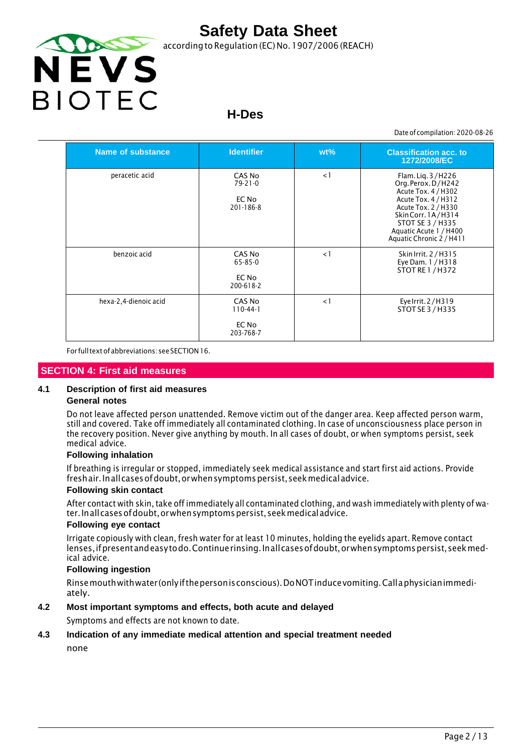| Name of substance | Identifier | wt% | Classification acc. to 1272/2008/EC |
|---|---|---|---|
| peracetic acid | CAS No 79-21-0<br><br>EC No 201-186-8 | < 1 | Flam. Liq. 3 / H226<br>Org. Perox. D / H242<br>Acute Tox. 4 / H302<br>Acute Tox. 4 / H312<br>Acute Tox. 2 / H330<br>Skin Corr. 1A / H314<br>STOT SE 3 / H335<br>Aquatic Acute 1 / H400<br>Aquatic Chronic 2 / H411 |
| benzoic acid | CAS No 65-85-0<br><br>EC No 200-618-2 | < 1 | Skin Irrit. 2 / H315<br>Eye Dam. 1 / H318<br>STOT RE 1 / H372 |
| hexa-2,4-dienoic acid | CAS No 110-44-1<br><br>EC No 203-768-7 | < 1 | Eye Irrit. 2 / H319<br>STOT SE 3 / H335 |

For full text of abbreviations: see SECTION 16.

## SECTION 4: First aid measures

### 4.1 Description of first aid measures

**General notes**

Do not leave affected person unattended. Remove victim out of the danger area. Keep affected person warm, still and covered. Take off immediately all contaminated clothing. In case of unconsciousness place person in the recovery position. Never give anything by mouth. In all cases of doubt, or when symptoms persist, seek medical advice.

**Following inhalation**

If breathing is irregular or stopped, immediately seek medical assistance and start first aid actions. Provide fresh air. In all cases of doubt, or when symptoms persist, seek medical advice.

**Following skin contact**

After contact with skin, take off immediately all contaminated clothing, and wash immediately with plenty of water. In all cases of doubt, or when symptoms persist, seek medical advice.

**Following eye contact**

Irrigate copiously with clean, fresh water for at least 10 minutes, holding the eyelids apart. Remove contact lenses, if present and easy to do. Continue rinsing. In all cases of doubt, or when symptoms persist, seek medical advice.

**Following ingestion**

Rinse mouth with water (only if the person is conscious). Do NOT induce vomiting. Call a physician immediately.

### 4.2 Most important symptoms and effects, both acute and delayed

Symptoms and effects are not known to date.

### 4.3 Indication of any immediate medical attention and special treatment needed

none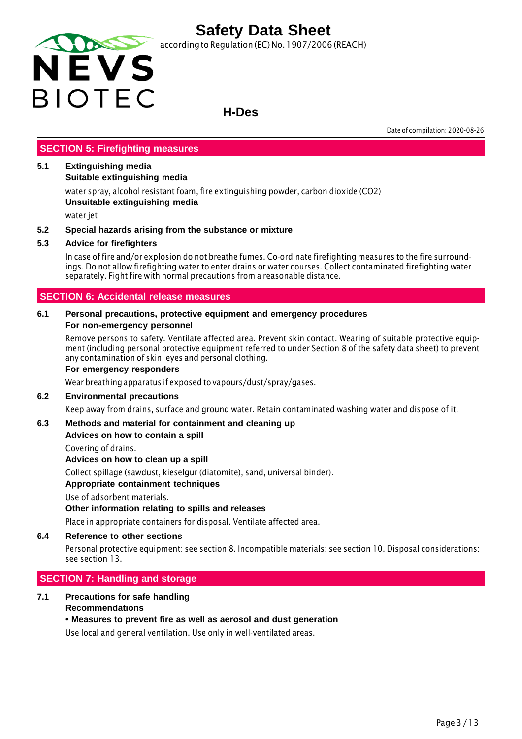## SECTION 5: Firefighting measures

### 5.1 Extinguishing media

**Suitable extinguishing media**

water spray, alcohol resistant foam, fire extinguishing powder, carbon dioxide ($CO_2$)

**Unsuitable extinguishing media**

water jet

### 5.2 Special hazards arising from the substance or mixture

### 5.3 Advice for firefighters

In case of fire and/or explosion do not breathe fumes. Co-ordinate firefighting measures to the fire surroundings. Do not allow firefighting water to enter drains or water courses. Collect contaminated firefighting water separately. Fight fire with normal precautions from a reasonable distance.

## SECTION 6: Accidental release measures

### 6.1 Personal precautions, protective equipment and emergency procedures

**For non-emergency personnel**

Remove persons to safety. Ventilate affected area. Prevent skin contact. Wearing of suitable protective equipment (including personal protective equipment referred to under Section 8 of the safety data sheet) to prevent any contamination of skin, eyes and personal clothing.

**For emergency responders**

Wear breathing apparatus if exposed to vapours/dust/spray/gases.

### 6.2 Environmental precautions

Keep away from drains, surface and ground water. Retain contaminated washing water and dispose of it.

### 6.3 Methods and material for containment and cleaning up

**Advices on how to contain a spill**

Covering of drains.

**Advices on how to clean up a spill**

Collect spillage (sawdust, kieselgur (diatomite), sand, universal binder).

**Appropriate containment techniques**

Use of adsorbent materials.

**Other information relating to spills and releases**

Place in appropriate containers for disposal. Ventilate affected area.

### 6.4 Reference to other sections

Personal protective equipment: see section 8. Incompatible materials: see section 10. Disposal considerations: see section 13.

## SECTION 7: Handling and storage

### 7.1 Precautions for safe handling

**Recommendations**

**• Measures to prevent fire as well as aerosol and dust generation**

Use local and general ventilation. Use only in well-ventilated areas.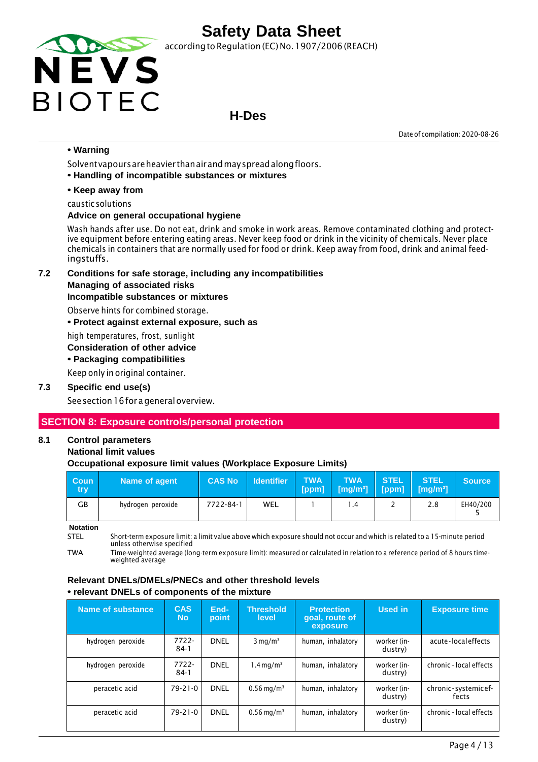- **Warning**

Solvent vapours are heavier than air and may spread along floors.

- **Handling of incompatible substances or mixtures**

- **Keep away from**

caustic solutions

**Advice on general occupational hygiene**

Wash hands after use. Do not eat, drink and smoke in work areas. Remove contaminated clothing and protective equipment before entering eating areas. Never keep food or drink in the vicinity of chemicals. Never place chemicals in containers that are normally used for food or drink. Keep away from food, drink and animal feedingstuffs.

### 7.2 Conditions for safe storage, including any incompatibilities

**Managing of associated risks**

**Incompatible substances or mixtures**

Observe hints for combined storage.

- **Protect against external exposure, such as**

high temperatures, frost, sunlight

**Consideration of other advice**

- **Packaging compatibilities**

Keep only in original container.

### 7.3 Specific end use(s)

See section 16 for a general overview.

## SECTION 8: Exposure controls/personal protection

### 8.1 Control parameters

**National limit values**

**Occupational exposure limit values (Workplace Exposure Limits)**

| Country | Name of agent | CAS No | Identifier | TWA [ppm] | TWA [mg/m³] | STEL [ppm] | STEL [mg/m³] | Source |
|---|---|---|---|---|---|---|---|---|
| GB | hydrogen peroxide | 7722-84-1 | WEL | 1 | 1.4 | 2 | 2.8 | EH40/2005 |

**Notation**

STEL — Short-term exposure limit: a limit value above which exposure should not occur and which is related to a 15-minute period unless otherwise specified

TWA — Time-weighted average (long-term exposure limit): measured or calculated in relation to a reference period of 8 hours time-weighted average

**Relevant DNELs/DMELs/PNECs and other threshold levels**

- **relevant DNELs of components of the mixture**

| Name of substance | CAS No | End-point | Threshold level | Protection goal, route of exposure | Used in | Exposure time |
|---|---|---|---|---|---|---|
| hydrogen peroxide | 7722-84-1 | DNEL | 3 mg/m³ | human, inhalatory | worker (industry) | acute - local effects |
| hydrogen peroxide | 7722-84-1 | DNEL | 1.4 mg/m³ | human, inhalatory | worker (industry) | chronic - local effects |
| peracetic acid | 79-21-0 | DNEL | 0.56 mg/m³ | human, inhalatory | worker (industry) | chronic - systemic effects |
| peracetic acid | 79-21-0 | DNEL | 0.56 mg/m³ | human, inhalatory | worker (industry) | chronic - local effects |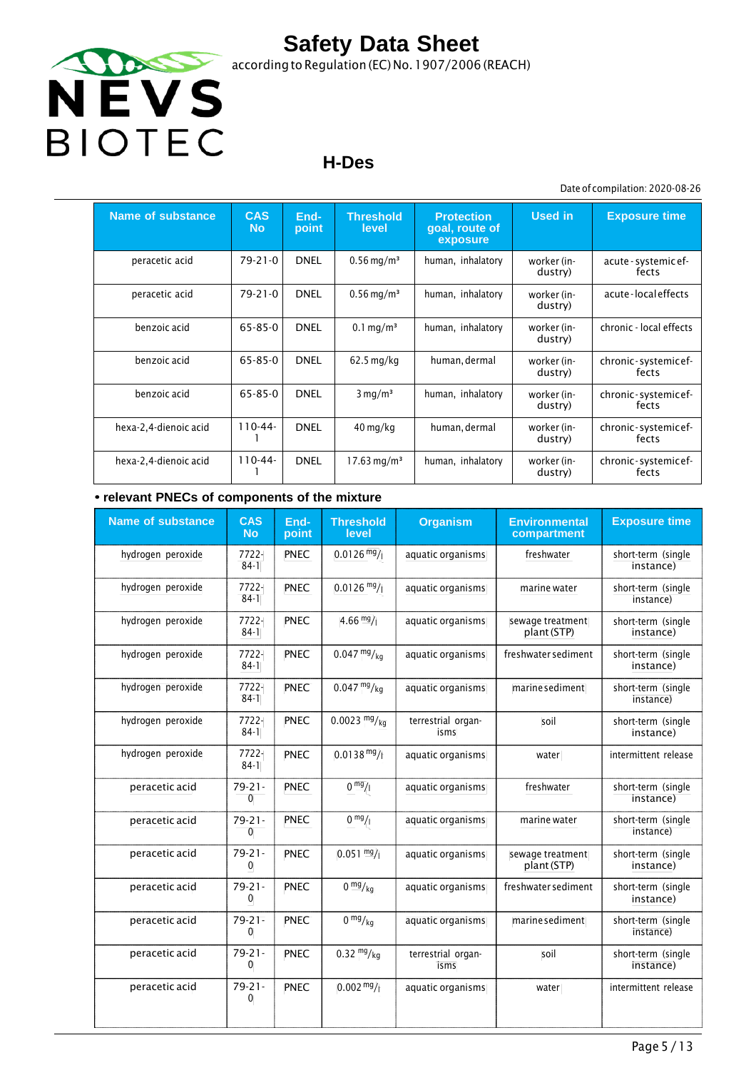# Safety Data Sheet

according to Regulation (EC) No. 1907/2006 (REACH)

## H-Des

Date of compilation: 2020-08-26

| Name of substance | CAS No | End-point | Threshold level | Protection goal, route of exposure | Used in | Exposure time |
|---|---|---|---|---|---|---|
| peracetic acid | 79-21-0 | DNEL | 0.56 mg/m³ | human, inhalatory | worker (industry) | acute - systemic effects |
| peracetic acid | 79-21-0 | DNEL | 0.56 mg/m³ | human, inhalatory | worker (industry) | acute - local effects |
| benzoic acid | 65-85-0 | DNEL | 0.1 mg/m³ | human, inhalatory | worker (industry) | chronic - local effects |
| benzoic acid | 65-85-0 | DNEL | 62.5 mg/kg | human, dermal | worker (industry) | chronic - systemic effects |
| benzoic acid | 65-85-0 | DNEL | 3 mg/m³ | human, inhalatory | worker (industry) | chronic - systemic effects |
| hexa-2,4-dienoic acid | 110-44-1 | DNEL | 40 mg/kg | human, dermal | worker (industry) | chronic - systemic effects |
| hexa-2,4-dienoic acid | 110-44-1 | DNEL | 17.63 mg/m³ | human, inhalatory | worker (industry) | chronic - systemic effects |

- **relevant PNECs of components of the mixture**

| Name of substance | CAS No | End-point | Threshold level | Organism | Environmental compartment | Exposure time |
|---|---|---|---|---|---|---|
| hydrogen peroxide | 7722-84-1 | PNEC | 0.0126 mg/l | aquatic organisms | freshwater | short-term (single instance) |
| hydrogen peroxide | 7722-84-1 | PNEC | 0.0126 mg/l | aquatic organisms | marine water | short-term (single instance) |
| hydrogen peroxide | 7722-84-1 | PNEC | 4.66 mg/l | aquatic organisms | sewage treatment plant (STP) | short-term (single instance) |
| hydrogen peroxide | 7722-84-1 | PNEC | 0.047 mg/kg | aquatic organisms | freshwater sediment | short-term (single instance) |
| hydrogen peroxide | 7722-84-1 | PNEC | 0.047 mg/kg | aquatic organisms | marine sediment | short-term (single instance) |
| hydrogen peroxide | 7722-84-1 | PNEC | 0.0023 mg/kg | terrestrial organisms | soil | short-term (single instance) |
| hydrogen peroxide | 7722-84-1 | PNEC | 0.0138 mg/l | aquatic organisms | water | intermittent release |
| peracetic acid | 79-21-0 | PNEC | 0 mg/l | aquatic organisms | freshwater | short-term (single instance) |
| peracetic acid | 79-21-0 | PNEC | 0 mg/l | aquatic organisms | marine water | short-term (single instance) |
| peracetic acid | 79-21-0 | PNEC | 0.051 mg/l | aquatic organisms | sewage treatment plant (STP) | short-term (single instance) |
| peracetic acid | 79-21-0 | PNEC | 0 mg/kg | aquatic organisms | freshwater sediment | short-term (single instance) |
| peracetic acid | 79-21-0 | PNEC | 0 mg/kg | aquatic organisms | marine sediment | short-term (single instance) |
| peracetic acid | 79-21-0 | PNEC | 0.32 mg/kg | terrestrial organisms | soil | short-term (single instance) |
| peracetic acid | 79-21-0 | PNEC | 0.002 mg/l | aquatic organisms | water | intermittent release |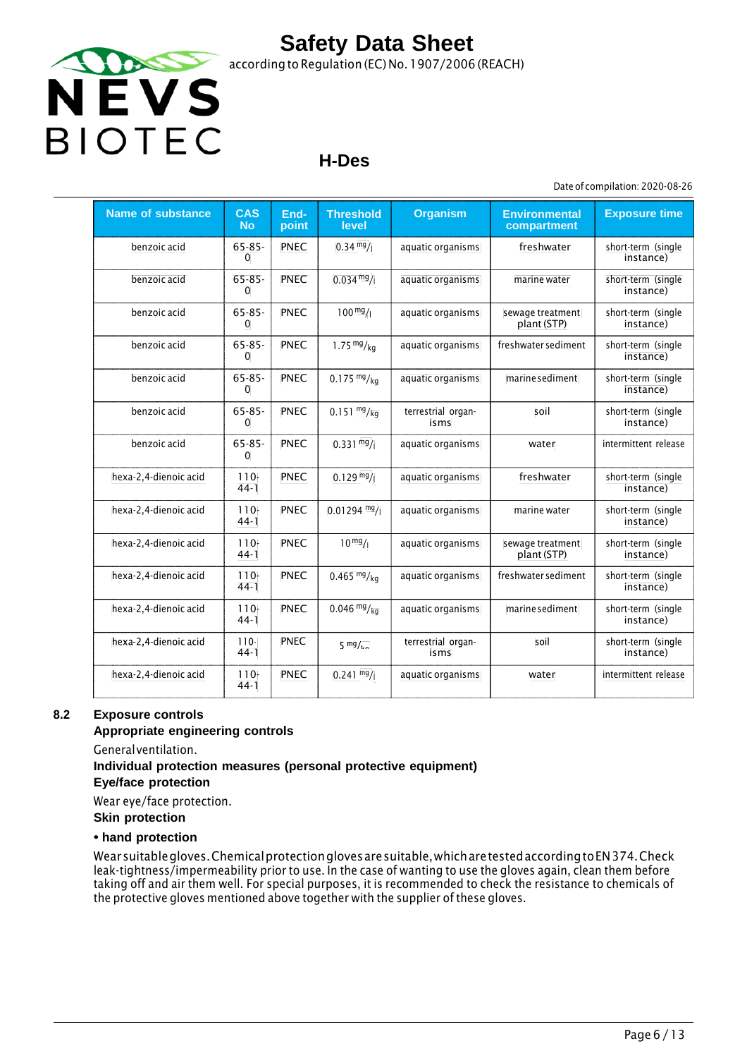# Safety Data Sheet

according to Regulation (EC) No. 1907/2006 (REACH)

## H-Des

Date of compilation: 2020-08-26

| Name of substance | CAS No | End-point | Threshold level | Organism | Environmental compartment | Exposure time |
|---|---|---|---|---|---|---|
| benzoic acid | 65-85-0 | PNEC | 0.34 mg/l | aquatic organisms | freshwater | short-term (single instance) |
| benzoic acid | 65-85-0 | PNEC | 0.034 mg/l | aquatic organisms | marine water | short-term (single instance) |
| benzoic acid | 65-85-0 | PNEC | 100 mg/l | aquatic organisms | sewage treatment plant (STP) | short-term (single instance) |
| benzoic acid | 65-85-0 | PNEC | 1.75 mg/kg | aquatic organisms | freshwater sediment | short-term (single instance) |
| benzoic acid | 65-85-0 | PNEC | 0.175 mg/kg | aquatic organisms | marine sediment | short-term (single instance) |
| benzoic acid | 65-85-0 | PNEC | 0.151 mg/kg | terrestrial organisms | soil | short-term (single instance) |
| benzoic acid | 65-85-0 | PNEC | 0.331 mg/l | aquatic organisms | water | intermittent release |
| hexa-2,4-dienoic acid | 110-44-1 | PNEC | 0.129 mg/l | aquatic organisms | freshwater | short-term (single instance) |
| hexa-2,4-dienoic acid | 110-44-1 | PNEC | 0.01294 mg/l | aquatic organisms | marine water | short-term (single instance) |
| hexa-2,4-dienoic acid | 110-44-1 | PNEC | 10 mg/l | aquatic organisms | sewage treatment plant (STP) | short-term (single instance) |
| hexa-2,4-dienoic acid | 110-44-1 | PNEC | 0.465 mg/kg | aquatic organisms | freshwater sediment | short-term (single instance) |
| hexa-2,4-dienoic acid | 110-44-1 | PNEC | 0.046 mg/kg | aquatic organisms | marine sediment | short-term (single instance) |
| hexa-2,4-dienoic acid | 110-44-1 | PNEC | 5 mg/kg | terrestrial organisms | soil | short-term (single instance) |
| hexa-2,4-dienoic acid | 110-44-1 | PNEC | 0.241 mg/l | aquatic organisms | water | intermittent release |

### 8.2 Exposure controls

**Appropriate engineering controls**

General ventilation.

**Individual protection measures (personal protective equipment)**

**Eye/face protection**

Wear eye/face protection.

**Skin protection**

**• hand protection**

Wear suitable gloves. Chemical protection gloves are suitable, which are tested according to EN 374. Check leak-tightness/impermeability prior to use. In the case of wanting to use the gloves again, clean them before taking off and air them well. For special purposes, it is recommended to check the resistance to chemicals of the protective gloves mentioned above together with the supplier of these gloves.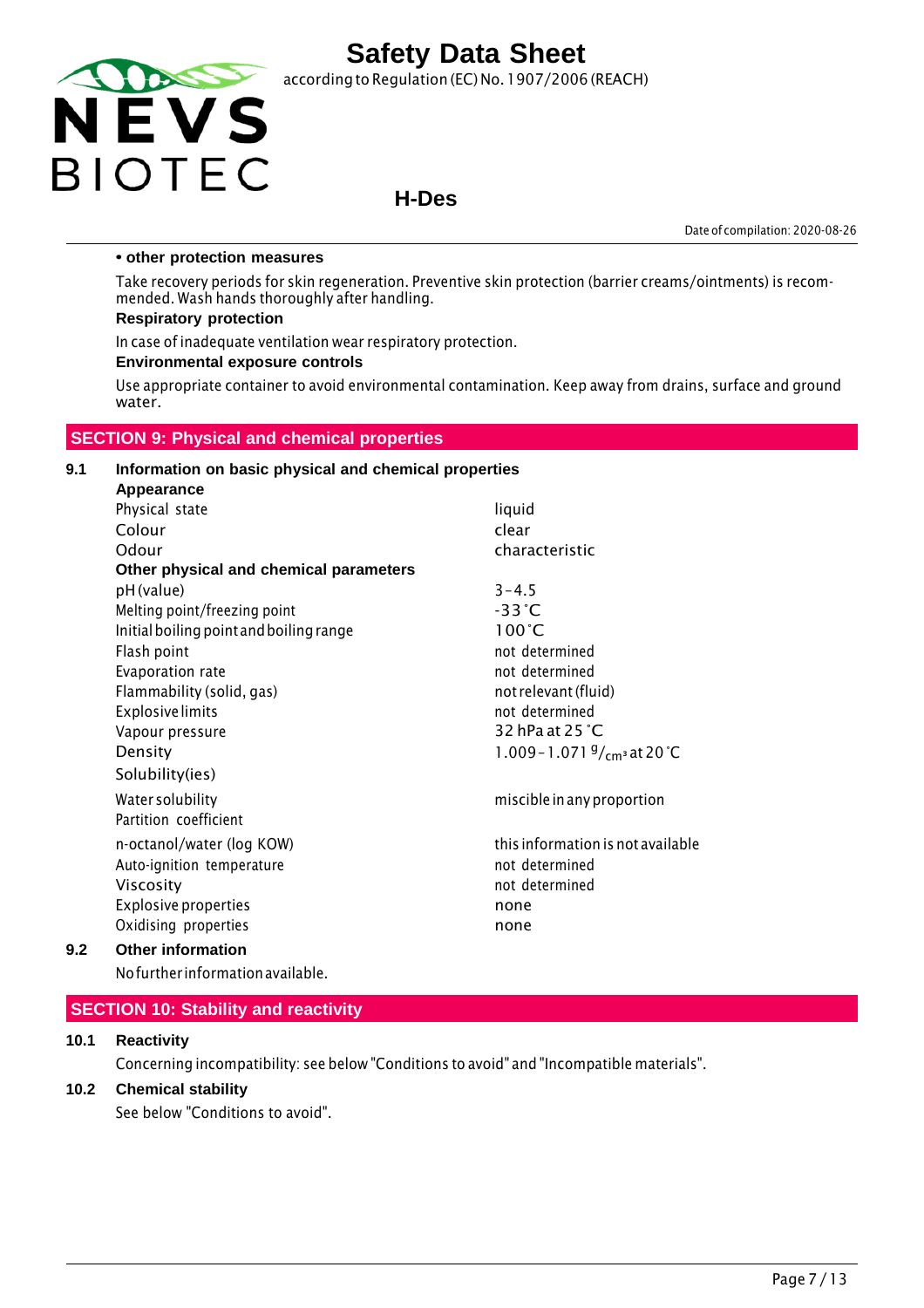**• other protection measures**

Take recovery periods for skin regeneration. Preventive skin protection (barrier creams/ointments) is recommended. Wash hands thoroughly after handling.

**Respiratory protection**

In case of inadequate ventilation wear respiratory protection.

**Environmental exposure controls**

Use appropriate container to avoid environmental contamination. Keep away from drains, surface and ground water.

## SECTION 9: Physical and chemical properties

### 9.1 Information on basic physical and chemical properties

| | |
|---|---|
| **Appearance** | |
| Physical state | liquid |
| Colour | clear |
| Odour | characteristic |
| **Other physical and chemical parameters** | |
| pH (value) | 3 – 4.5 |
| Melting point/freezing point | -33 °C |
| Initial boiling point and boiling range | 100 °C |
| Flash point | not determined |
| Evaporation rate | not determined |
| Flammability (solid, gas) | not relevant (fluid) |
| Explosive limits | not determined |
| Vapour pressure | 32 hPa at 25 °C |
| Density | 1.009 – 1.071 $^{g}/_{cm^3}$ at 20 °C |
| Solubility(ies) | |
| Water solubility | miscible in any proportion |
| Partition coefficient | |
| n-octanol/water (log KOW) | this information is not available |
| Auto-ignition temperature | not determined |
| Viscosity | not determined |
| Explosive properties | none |
| Oxidising properties | none |

### 9.2 Other information

No further information available.

## SECTION 10: Stability and reactivity

### 10.1 Reactivity

Concerning incompatibility: see below "Conditions to avoid" and "Incompatible materials".

### 10.2 Chemical stability

See below "Conditions to avoid".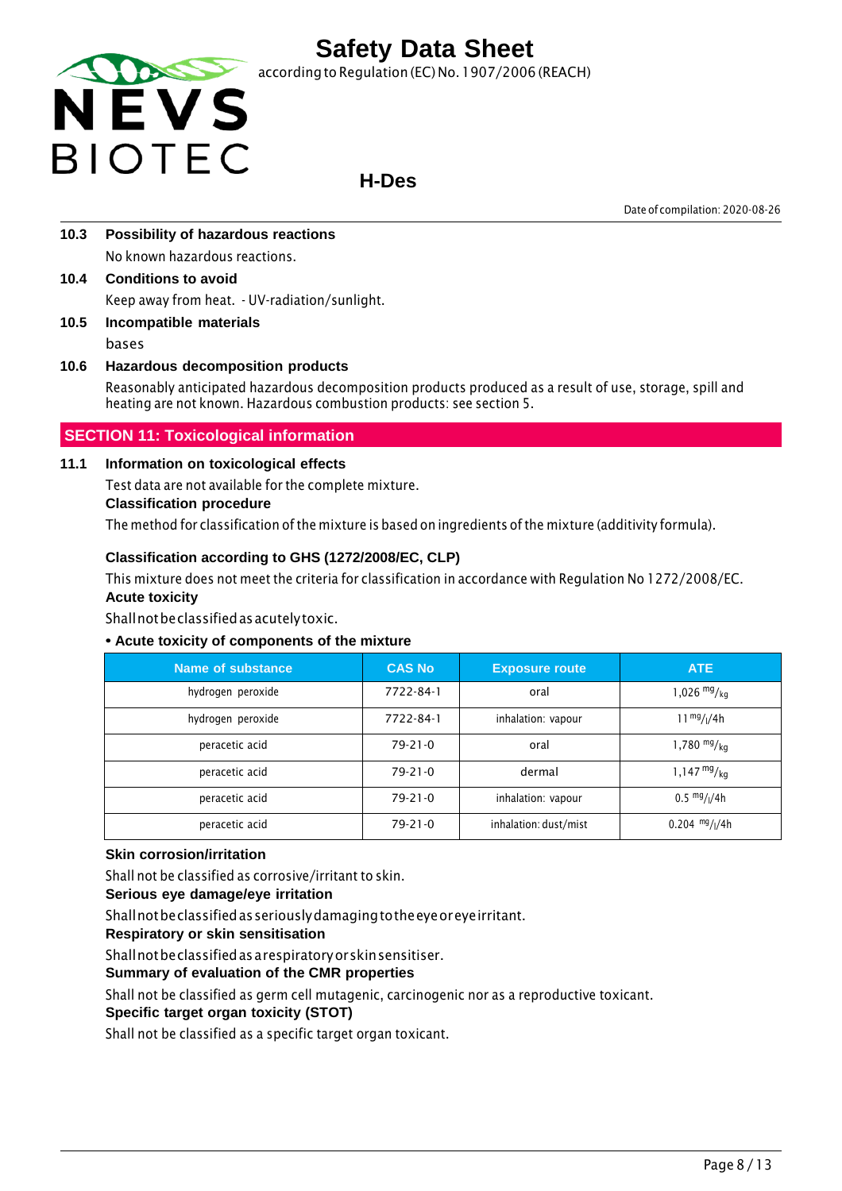### 10.3 Possibility of hazardous reactions

No known hazardous reactions.

### 10.4 Conditions to avoid

Keep away from heat. - UV-radiation/sunlight.

### 10.5 Incompatible materials

bases

### 10.6 Hazardous decomposition products

Reasonably anticipated hazardous decomposition products produced as a result of use, storage, spill and heating are not known. Hazardous combustion products: see section 5.

## SECTION 11: Toxicological information

### 11.1 Information on toxicological effects

Test data are not available for the complete mixture.

**Classification procedure**

The method for classification of the mixture is based on ingredients of the mixture (additivity formula).

**Classification according to GHS (1272/2008/EC, CLP)**

This mixture does not meet the criteria for classification in accordance with Regulation No 1272/2008/EC.

**Acute toxicity**

Shall not be classified as acutely toxic.

**• Acute toxicity of components of the mixture**

| Name of substance | CAS No | Exposure route | ATE |
|---|---|---|---|
| hydrogen peroxide | 7722-84-1 | oral | 1,026 $^{mg}/_{kg}$ |
| hydrogen peroxide | 7722-84-1 | inhalation: vapour | 11 $^{mg}/_{l}$/4h |
| peracetic acid | 79-21-0 | oral | 1,780 $^{mg}/_{kg}$ |
| peracetic acid | 79-21-0 | dermal | 1,147 $^{mg}/_{kg}$ |
| peracetic acid | 79-21-0 | inhalation: vapour | 0.5 $^{mg}/_{l}$/4h |
| peracetic acid | 79-21-0 | inhalation: dust/mist | 0.204 $^{mg}/_{l}$/4h |

**Skin corrosion/irritation**

Shall not be classified as corrosive/irritant to skin.

**Serious eye damage/eye irritation**

Shall not be classified as seriously damaging to the eye or eye irritant.

**Respiratory or skin sensitisation**

Shall not be classified as a respiratory or skin sensitiser.

**Summary of evaluation of the CMR properties**

Shall not be classified as germ cell mutagenic, carcinogenic nor as a reproductive toxicant.

**Specific target organ toxicity (STOT)**

Shall not be classified as a specific target organ toxicant.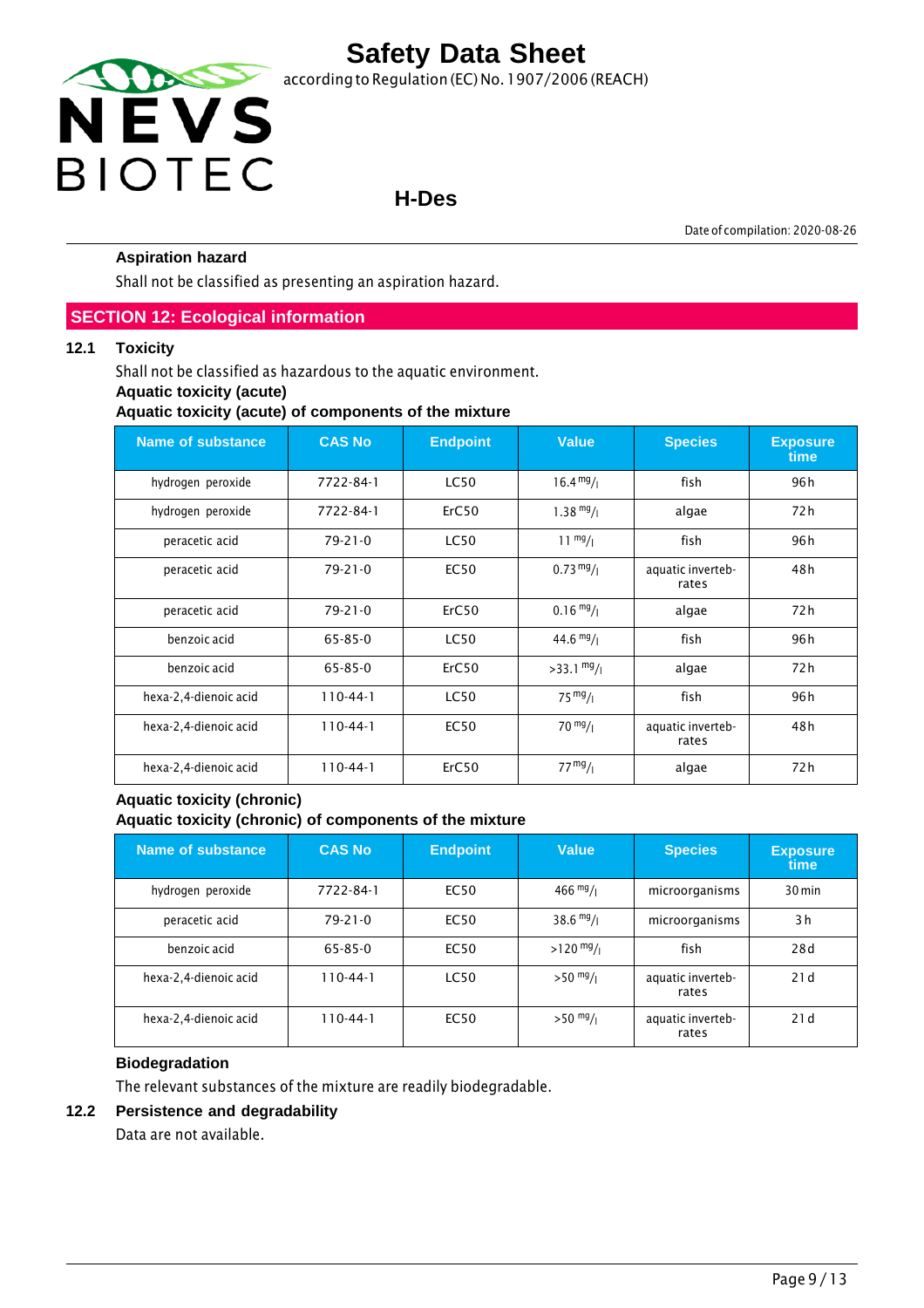**Aspiration hazard**

Shall not be classified as presenting an aspiration hazard.

## SECTION 12: Ecological information

### 12.1 Toxicity

Shall not be classified as hazardous to the aquatic environment.

**Aquatic toxicity (acute)**

**Aquatic toxicity (acute) of components of the mixture**

| Name of substance | CAS No | Endpoint | Value | Species | Exposure time |
|---|---|---|---|---|---|
| hydrogen peroxide | 7722-84-1 | LC50 | 16.4 $^{mg}/_{l}$ | fish | 96 h |
| hydrogen peroxide | 7722-84-1 | ErC50 | 1.38 $^{mg}/_{l}$ | algae | 72 h |
| peracetic acid | 79-21-0 | LC50 | 11 $^{mg}/_{l}$ | fish | 96 h |
| peracetic acid | 79-21-0 | EC50 | 0.73 $^{mg}/_{l}$ | aquatic invertebrates | 48 h |
| peracetic acid | 79-21-0 | ErC50 | 0.16 $^{mg}/_{l}$ | algae | 72 h |
| benzoic acid | 65-85-0 | LC50 | 44.6 $^{mg}/_{l}$ | fish | 96 h |
| benzoic acid | 65-85-0 | ErC50 | >33.1 $^{mg}/_{l}$ | algae | 72 h |
| hexa-2,4-dienoic acid | 110-44-1 | LC50 | 75 $^{mg}/_{l}$ | fish | 96 h |
| hexa-2,4-dienoic acid | 110-44-1 | EC50 | 70 $^{mg}/_{l}$ | aquatic invertebrates | 48 h |
| hexa-2,4-dienoic acid | 110-44-1 | ErC50 | 77 $^{mg}/_{l}$ | algae | 72 h |

**Aquatic toxicity (chronic)**

**Aquatic toxicity (chronic) of components of the mixture**

| Name of substance | CAS No | Endpoint | Value | Species | Exposure time |
|---|---|---|---|---|---|
| hydrogen peroxide | 7722-84-1 | EC50 | 466 $^{mg}/_{l}$ | microorganisms | 30 min |
| peracetic acid | 79-21-0 | EC50 | 38.6 $^{mg}/_{l}$ | microorganisms | 3 h |
| benzoic acid | 65-85-0 | EC50 | >120 $^{mg}/_{l}$ | fish | 28 d |
| hexa-2,4-dienoic acid | 110-44-1 | LC50 | >50 $^{mg}/_{l}$ | aquatic invertebrates | 21 d |
| hexa-2,4-dienoic acid | 110-44-1 | EC50 | >50 $^{mg}/_{l}$ | aquatic invertebrates | 21 d |

**Biodegradation**

The relevant substances of the mixture are readily biodegradable.

### 12.2 Persistence and degradability

Data are not available.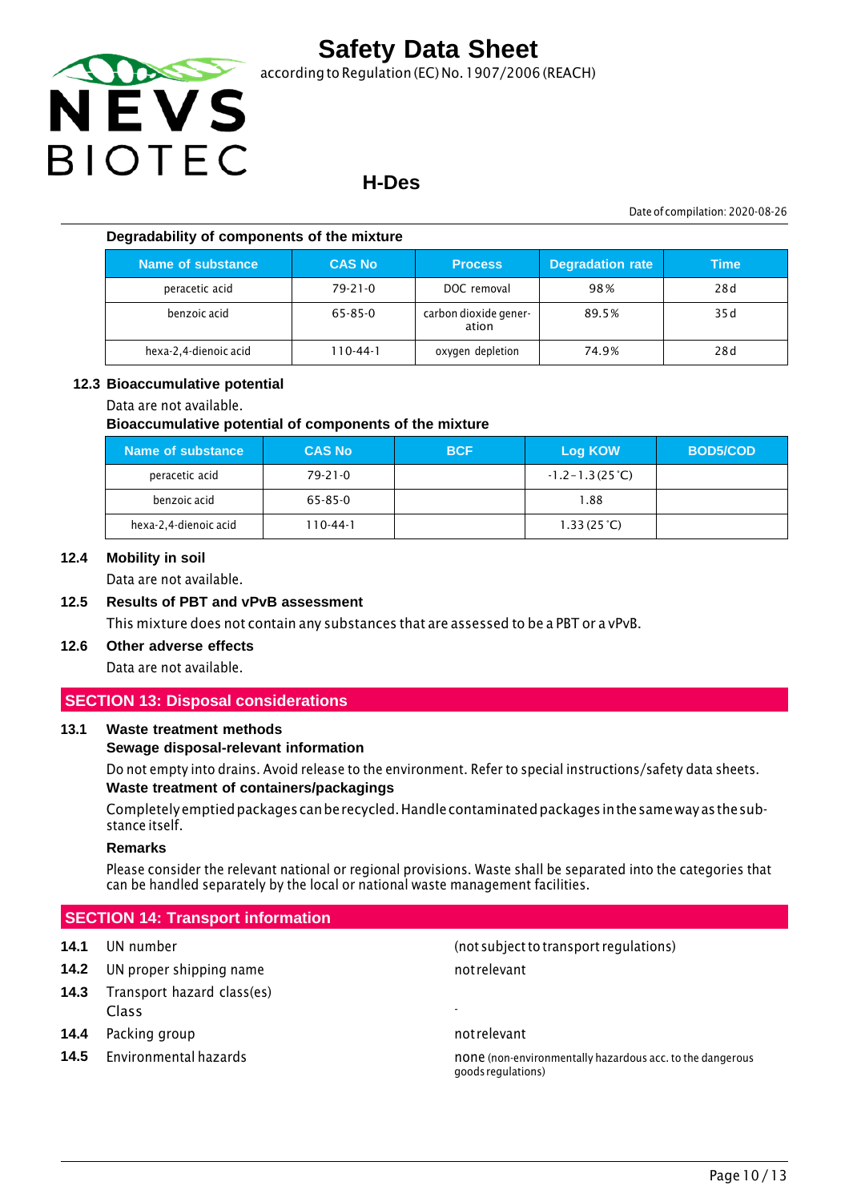**Degradability of components of the mixture**

| Name of substance | CAS No | Process | Degradation rate | Time |
|---|---|---|---|---|
| peracetic acid | 79-21-0 | DOC removal | 98 % | 28 d |
| benzoic acid | 65-85-0 | carbon dioxide generation | 89.5 % | 35 d |
| hexa-2,4-dienoic acid | 110-44-1 | oxygen depletion | 74.9 % | 28 d |

### 12.3 Bioaccumulative potential

Data are not available.

**Bioaccumulative potential of components of the mixture**

| Name of substance | CAS No | BCF | Log KOW | BOD5/COD |
|---|---|---|---|---|
| peracetic acid | 79-21-0 | | -1.2 – 1.3 (25 °C) | |
| benzoic acid | 65-85-0 | | 1.88 | |
| hexa-2,4-dienoic acid | 110-44-1 | | 1.33 (25 °C) | |

### 12.4 Mobility in soil

Data are not available.

### 12.5 Results of PBT and vPvB assessment

This mixture does not contain any substances that are assessed to be a PBT or a vPvB.

### 12.6 Other adverse effects

Data are not available.

## SECTION 13: Disposal considerations

### 13.1 Waste treatment methods

**Sewage disposal-relevant information**

Do not empty into drains. Avoid release to the environment. Refer to special instructions/safety data sheets.

**Waste treatment of containers/packagings**

Completely emptied packages can be recycled. Handle contaminated packages in the same way as the substance itself.

**Remarks**

Please consider the relevant national or regional provisions. Waste shall be separated into the categories that can be handled separately by the local or national waste management facilities.

## SECTION 14: Transport information

| | | |
|---|---|---|
| **14.1** | UN number | (not subject to transport regulations) |
| **14.2** | UN proper shipping name | not relevant |
| **14.3** | Transport hazard class(es) Class | - |
| **14.4** | Packing group | not relevant |
| **14.5** | Environmental hazards | none (non-environmentally hazardous acc. to the dangerous goods regulations) |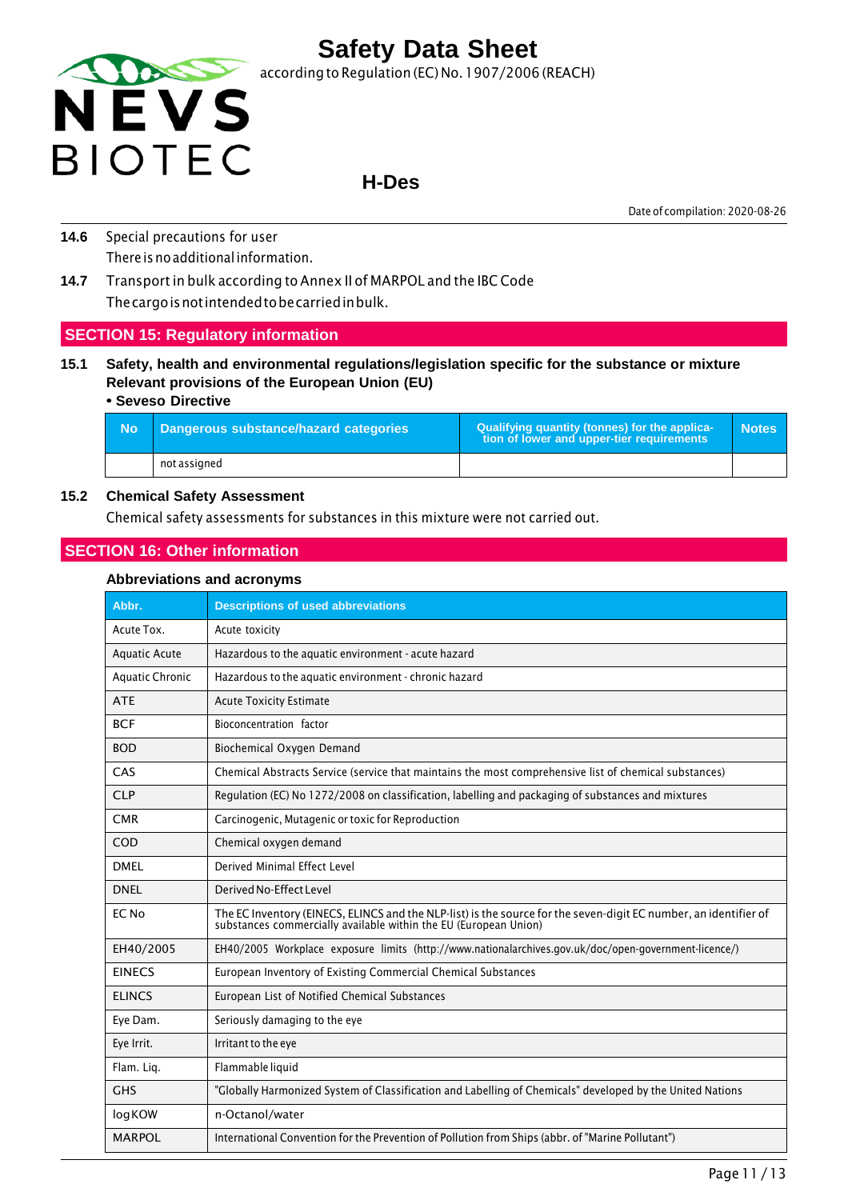**14.6** Special precautions for user

There is no additional information.

**14.7** Transport in bulk according to Annex II of MARPOL and the IBC Code

The cargo is not intended to be carried in bulk.

## SECTION 15: Regulatory information

### 15.1 Safety, health and environmental regulations/legislation specific for the substance or mixture

**Relevant provisions of the European Union (EU)**

**• Seveso Directive**

| No | Dangerous substance/hazard categories | Qualifying quantity (tonnes) for the application of lower and upper-tier requirements | Notes |
|---|---|---|---|
| | not assigned | | |

### 15.2 Chemical Safety Assessment

Chemical safety assessments for substances in this mixture were not carried out.

## SECTION 16: Other information

### Abbreviations and acronyms

| Abbr. | Descriptions of used abbreviations |
|---|---|
| Acute Tox. | Acute toxicity |
| Aquatic Acute | Hazardous to the aquatic environment - acute hazard |
| Aquatic Chronic | Hazardous to the aquatic environment - chronic hazard |
| ATE | Acute Toxicity Estimate |
| BCF | Bioconcentration factor |
| BOD | Biochemical Oxygen Demand |
| CAS | Chemical Abstracts Service (service that maintains the most comprehensive list of chemical substances) |
| CLP | Regulation (EC) No 1272/2008 on classification, labelling and packaging of substances and mixtures |
| CMR | Carcinogenic, Mutagenic or toxic for Reproduction |
| COD | Chemical oxygen demand |
| DMEL | Derived Minimal Effect Level |
| DNEL | Derived No-Effect Level |
| EC No | The EC Inventory (EINECS, ELINCS and the NLP-list) is the source for the seven-digit EC number, an identifier of substances commercially available within the EU (European Union) |
| EH40/2005 | EH40/2005 Workplace exposure limits (http://www.nationalarchives.gov.uk/doc/open-government-licence/) |
| EINECS | European Inventory of Existing Commercial Chemical Substances |
| ELINCS | European List of Notified Chemical Substances |
| Eye Dam. | Seriously damaging to the eye |
| Eye Irrit. | Irritant to the eye |
| Flam. Liq. | Flammable liquid |
| GHS | "Globally Harmonized System of Classification and Labelling of Chemicals" developed by the United Nations |
| log KOW | n-Octanol/water |
| MARPOL | International Convention for the Prevention of Pollution from Ships (abbr. of "Marine Pollutant") |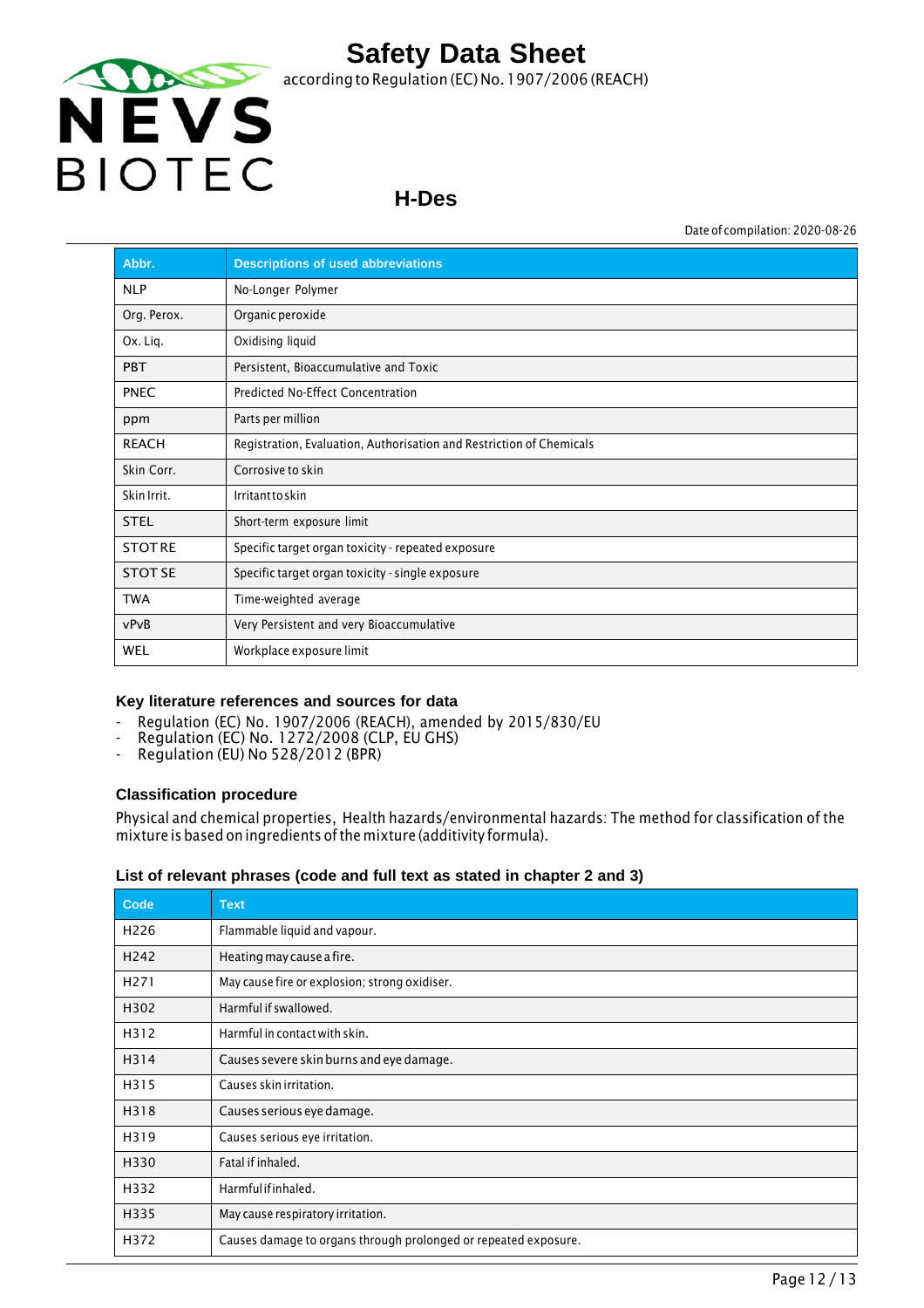| Abbr. | Descriptions of used abbreviations |
|---|---|
| NLP | No-Longer Polymer |
| Org. Perox. | Organic peroxide |
| Ox. Liq. | Oxidising liquid |
| PBT | Persistent, Bioaccumulative and Toxic |
| PNEC | Predicted No-Effect Concentration |
| ppm | Parts per million |
| REACH | Registration, Evaluation, Authorisation and Restriction of Chemicals |
| Skin Corr. | Corrosive to skin |
| Skin Irrit. | Irritant to skin |
| STEL | Short-term exposure limit |
| STOT RE | Specific target organ toxicity - repeated exposure |
| STOT SE | Specific target organ toxicity - single exposure |
| TWA | Time-weighted average |
| vPvB | Very Persistent and very Bioaccumulative |
| WEL | Workplace exposure limit |

### Key literature references and sources for data

- Regulation (EC) No. 1907/2006 (REACH), amended by 2015/830/EU
- Regulation (EC) No. 1272/2008 (CLP, EU GHS)
- Regulation (EU) No 528/2012 (BPR)

### Classification procedure

Physical and chemical properties, Health hazards/environmental hazards: The method for classification of the mixture is based on ingredients of the mixture (additivity formula).

### List of relevant phrases (code and full text as stated in chapter 2 and 3)

| Code | Text |
|---|---|
| H226 | Flammable liquid and vapour. |
| H242 | Heating may cause a fire. |
| H271 | May cause fire or explosion; strong oxidiser. |
| H302 | Harmful if swallowed. |
| H312 | Harmful in contact with skin. |
| H314 | Causes severe skin burns and eye damage. |
| H315 | Causes skin irritation. |
| H318 | Causes serious eye damage. |
| H319 | Causes serious eye irritation. |
| H330 | Fatal if inhaled. |
| H332 | Harmful if inhaled. |
| H335 | May cause respiratory irritation. |
| H372 | Causes damage to organs through prolonged or repeated exposure. |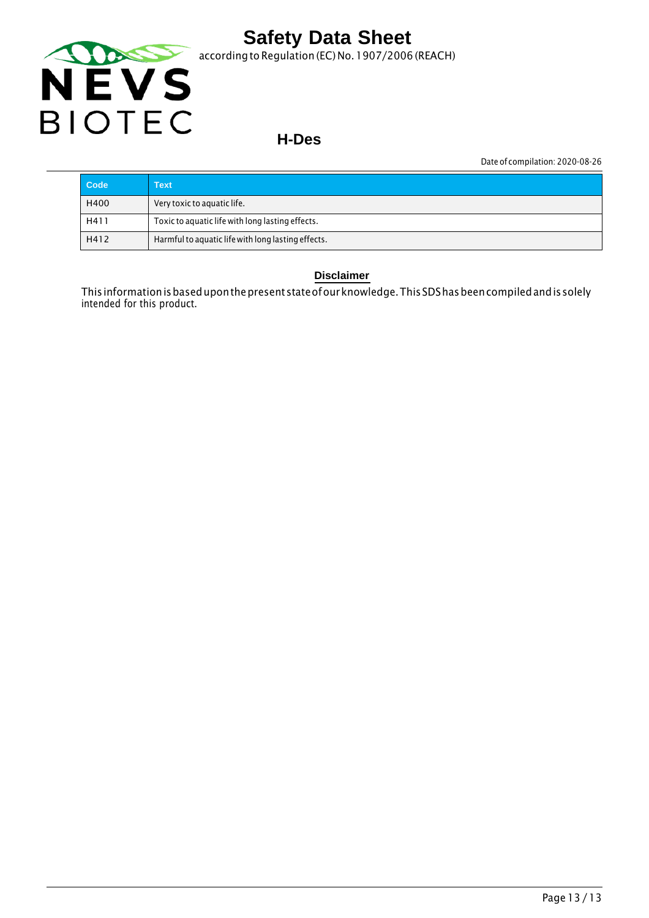| Code | Text |
| --- | --- |
| H400 | Very toxic to aquatic life. |
| H411 | Toxic to aquatic life with long lasting effects. |
| H412 | Harmful to aquatic life with long lasting effects. |

## Disclaimer

This information is based upon the present state of our knowledge. This SDS has been compiled and is solely intended for this product.